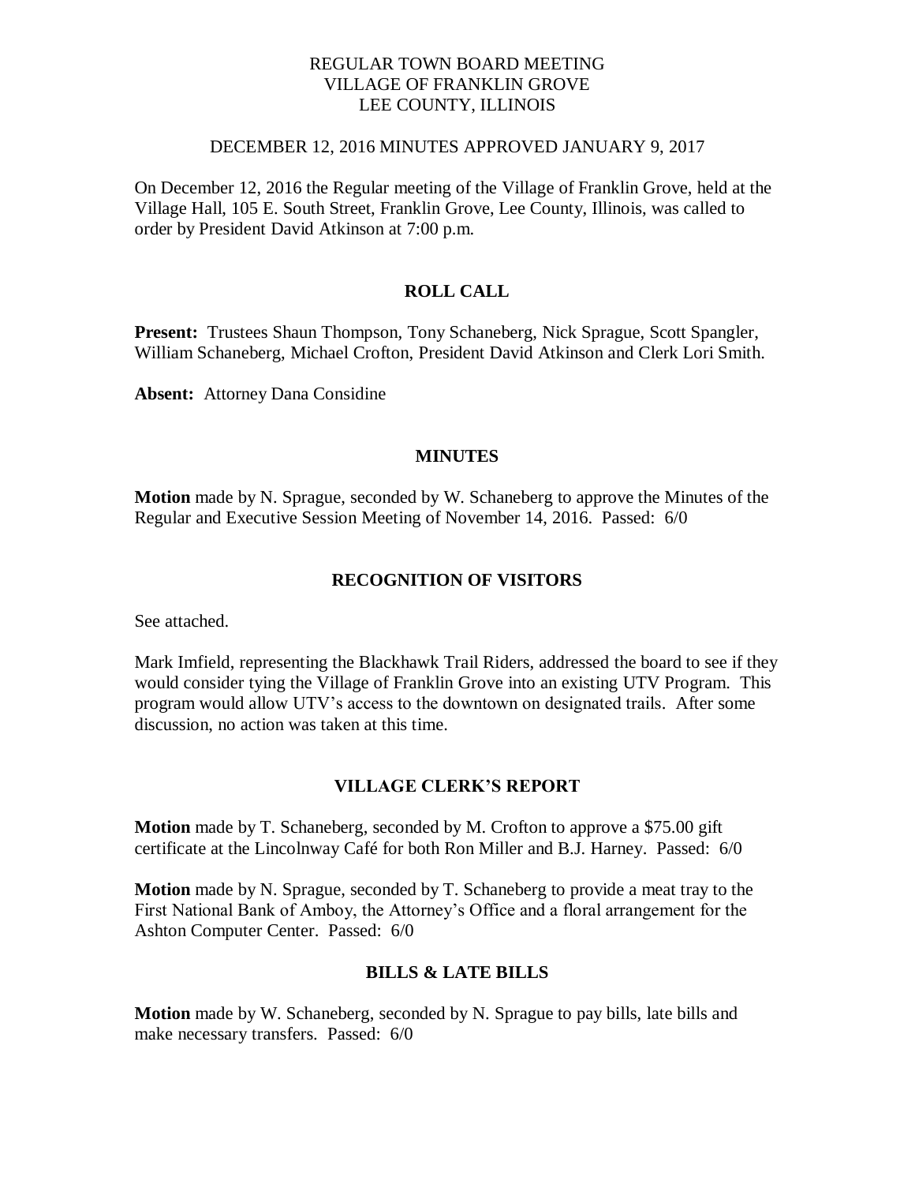REGULAR TOWN BOARD MEETING
VILLAGE OF FRANKLIN GROVE
LEE COUNTY, ILLINOIS

DECEMBER 12, 2016 MINUTES APPROVED JANUARY 9, 2017

On December 12, 2016 the Regular meeting of the Village of Franklin Grove, held at the Village Hall, 105 E. South Street, Franklin Grove, Lee County, Illinois, was called to order by President David Atkinson at 7:00 p.m.

## ROLL CALL

**Present:** Trustees Shaun Thompson, Tony Schaneberg, Nick Sprague, Scott Spangler, William Schaneberg, Michael Crofton, President David Atkinson and Clerk Lori Smith.

**Absent:** Attorney Dana Considine

## MINUTES

**Motion** made by N. Sprague, seconded by W. Schaneberg to approve the Minutes of the Regular and Executive Session Meeting of November 14, 2016. Passed: 6/0

## RECOGNITION OF VISITORS

See attached.

Mark Imfield, representing the Blackhawk Trail Riders, addressed the board to see if they would consider tying the Village of Franklin Grove into an existing UTV Program. This program would allow UTV's access to the downtown on designated trails. After some discussion, no action was taken at this time.

## VILLAGE CLERK'S REPORT

**Motion** made by T. Schaneberg, seconded by M. Crofton to approve a $75.00 gift certificate at the Lincolnway Café for both Ron Miller and B.J. Harney. Passed: 6/0

**Motion** made by N. Sprague, seconded by T. Schaneberg to provide a meat tray to the First National Bank of Amboy, the Attorney's Office and a floral arrangement for the Ashton Computer Center. Passed: 6/0

## BILLS & LATE BILLS

**Motion** made by W. Schaneberg, seconded by N. Sprague to pay bills, late bills and make necessary transfers. Passed: 6/0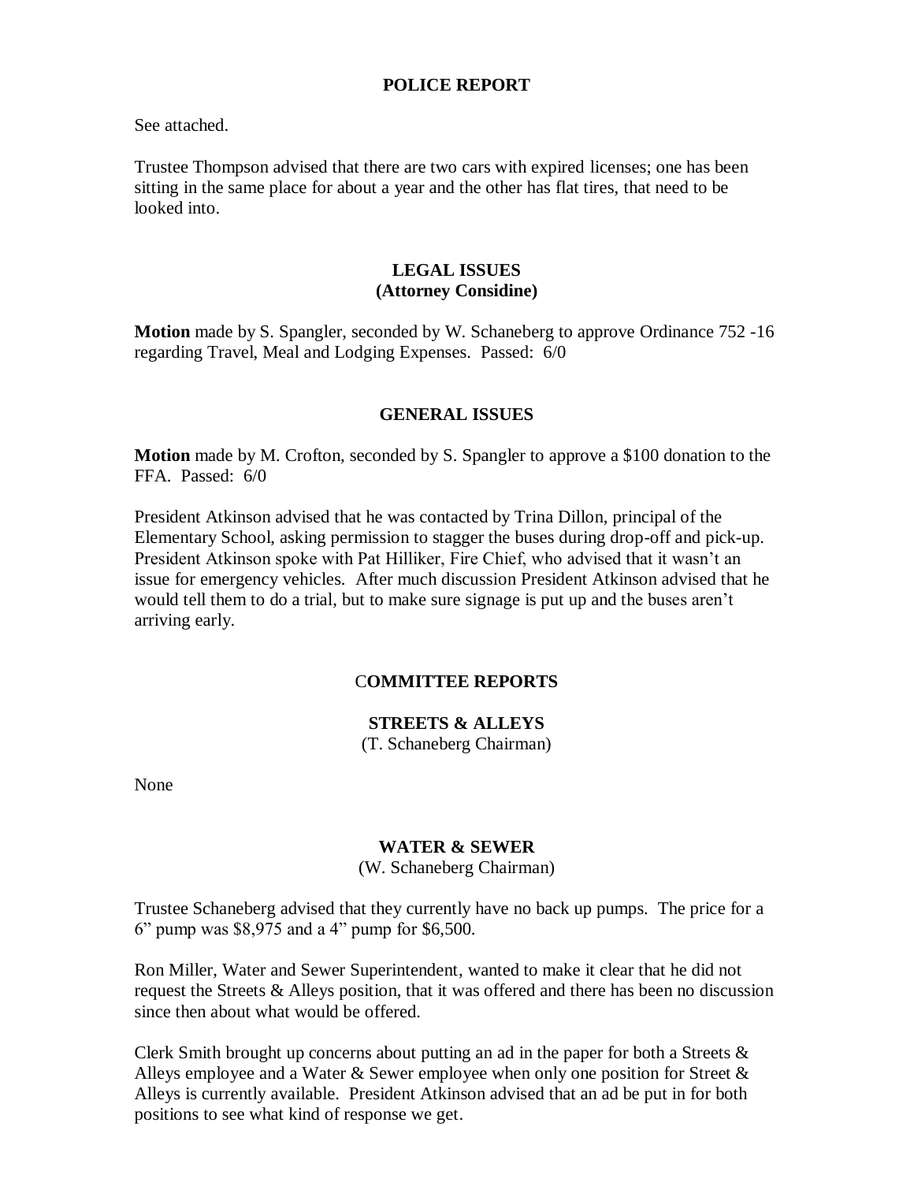## POLICE REPORT

See attached.

Trustee Thompson advised that there are two cars with expired licenses; one has been sitting in the same place for about a year and the other has flat tires, that need to be looked into.

## LEGAL ISSUES
## (Attorney Considine)

**Motion** made by S. Spangler, seconded by W. Schaneberg to approve Ordinance 752 -16 regarding Travel, Meal and Lodging Expenses. Passed: 6/0

## GENERAL ISSUES

**Motion** made by M. Crofton, seconded by S. Spangler to approve a $100 donation to the FFA. Passed: 6/0

President Atkinson advised that he was contacted by Trina Dillon, principal of the Elementary School, asking permission to stagger the buses during drop-off and pick-up. President Atkinson spoke with Pat Hilliker, Fire Chief, who advised that it wasn't an issue for emergency vehicles. After much discussion President Atkinson advised that he would tell them to do a trial, but to make sure signage is put up and the buses aren't arriving early.

## COMMITTEE REPORTS

### STREETS & ALLEYS
(T. Schaneberg Chairman)

None

### WATER & SEWER
(W. Schaneberg Chairman)

Trustee Schaneberg advised that they currently have no back up pumps. The price for a 6" pump was $8,975 and a 4" pump for $6,500.

Ron Miller, Water and Sewer Superintendent, wanted to make it clear that he did not request the Streets & Alleys position, that it was offered and there has been no discussion since then about what would be offered.

Clerk Smith brought up concerns about putting an ad in the paper for both a Streets & Alleys employee and a Water & Sewer employee when only one position for Street & Alleys is currently available. President Atkinson advised that an ad be put in for both positions to see what kind of response we get.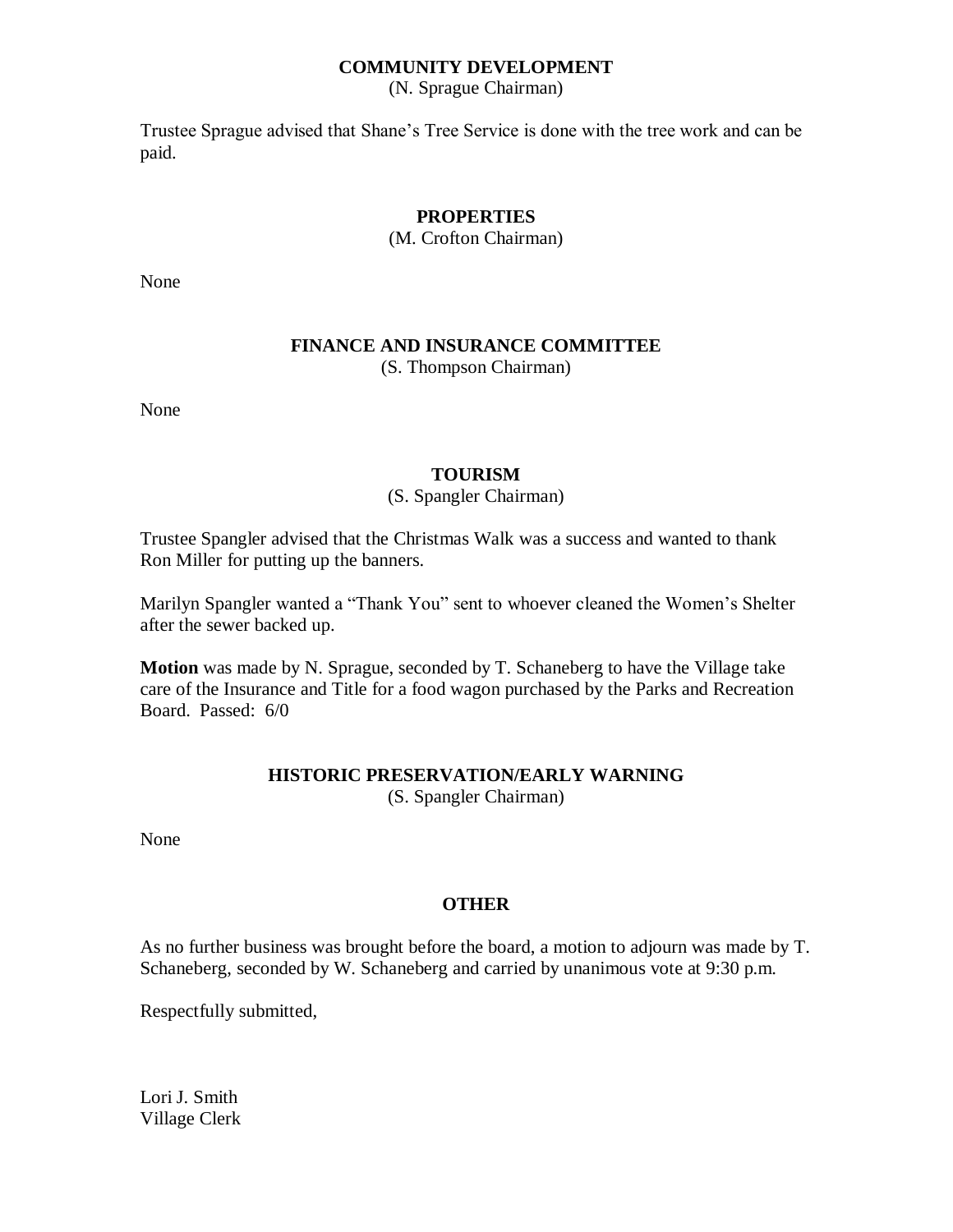**COMMUNITY DEVELOPMENT**
(N. Sprague Chairman)

Trustee Sprague advised that Shane's Tree Service is done with the tree work and can be paid.

**PROPERTIES**
(M. Crofton Chairman)

None

**FINANCE AND INSURANCE COMMITTEE**
(S. Thompson Chairman)

None

**TOURISM**
(S. Spangler Chairman)

Trustee Spangler advised that the Christmas Walk was a success and wanted to thank Ron Miller for putting up the banners.

Marilyn Spangler wanted a "Thank You" sent to whoever cleaned the Women's Shelter after the sewer backed up.

**Motion** was made by N. Sprague, seconded by T. Schaneberg to have the Village take care of the Insurance and Title for a food wagon purchased by the Parks and Recreation Board. Passed: 6/0

**HISTORIC PRESERVATION/EARLY WARNING**
(S. Spangler Chairman)

None

**OTHER**

As no further business was brought before the board, a motion to adjourn was made by T. Schaneberg, seconded by W. Schaneberg and carried by unanimous vote at 9:30 p.m.

Respectfully submitted,

Lori J. Smith
Village Clerk